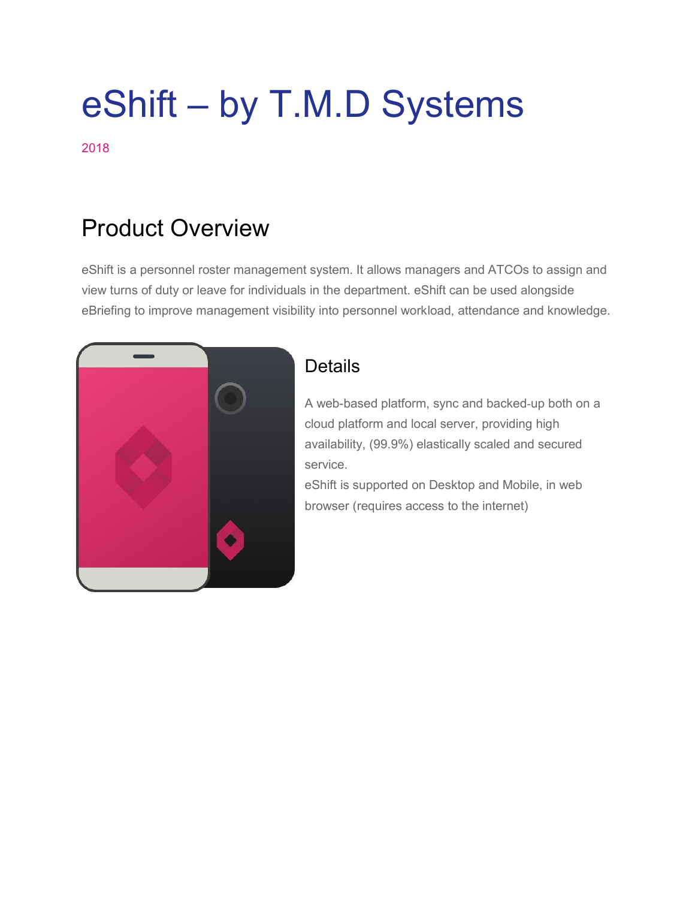# eShift – by T.M.D Systems

2018

## Product Overview

eShift is a personnel roster management system. It allows managers and ATCOs to assign and view turns of duty or leave for individuals in the department. eShift can be used alongside eBriefing to improve management visibility into personnel workload, attendance and knowledge.

### Details

A web-based platform, sync and backed-up both on a cloud platform and local server, providing high availability, (99.9%) elastically scaled and secured service.
eShift is supported on Desktop and Mobile, in web browser (requires access to the internet)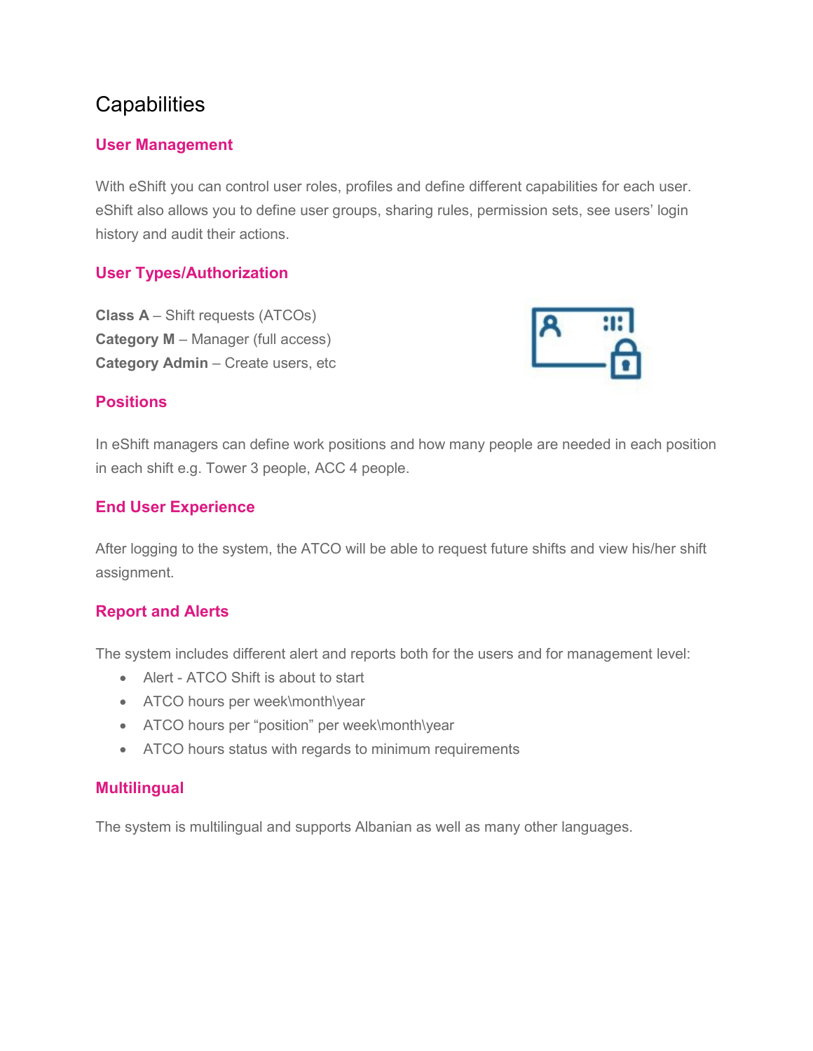# Capabilities

## User Management

With eShift you can control user roles, profiles and define different capabilities for each user. eShift also allows you to define user groups, sharing rules, permission sets, see users' login history and audit their actions.

## User Types/Authorization

**Class A** – Shift requests (ATCOs)
**Category M** – Manager (full access)
**Category Admin** – Create users, etc

## Positions

In eShift managers can define work positions and how many people are needed in each position in each shift e.g. Tower 3 people, ACC 4 people.

## End User Experience

After logging to the system, the ATCO will be able to request future shifts and view his/her shift assignment.

## Report and Alerts

The system includes different alert and reports both for the users and for management level:

- Alert - ATCO Shift is about to start
- ATCO hours per week\month\year
- ATCO hours per "position" per week\month\year
- ATCO hours status with regards to minimum requirements

## Multilingual

The system is multilingual and supports Albanian as well as many other languages.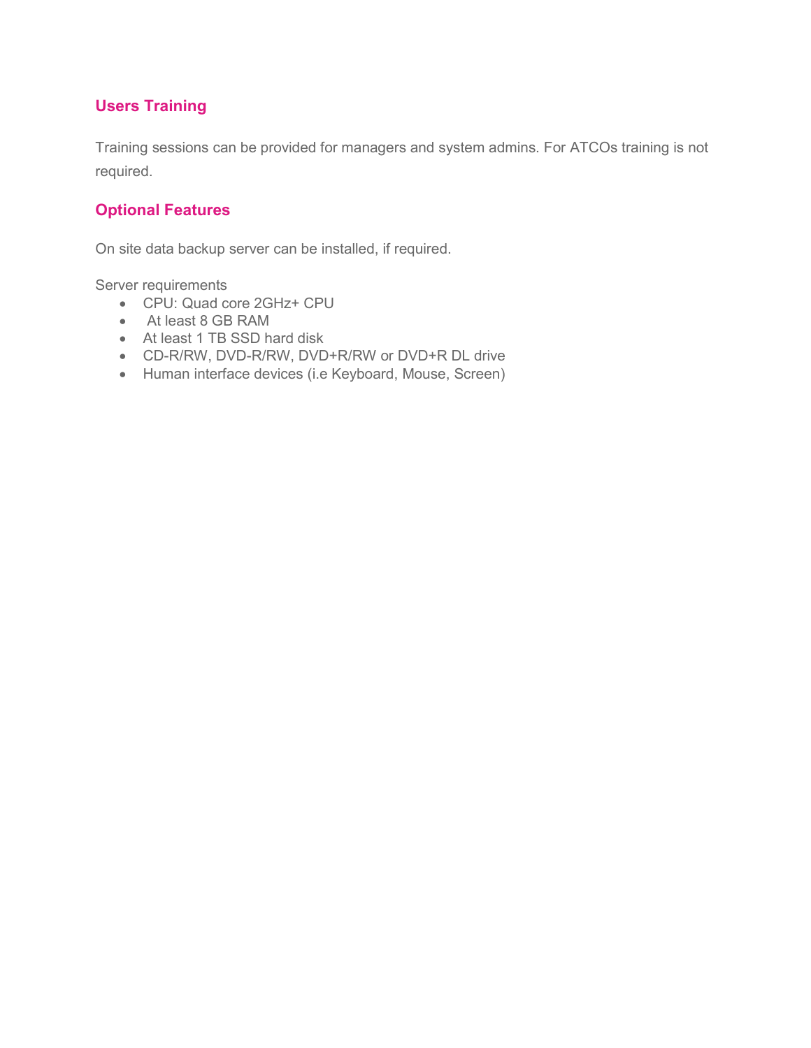## Users Training

Training sessions can be provided for managers and system admins. For ATCOs training is not required.

## Optional Features

On site data backup server can be installed, if required.

Server requirements

- CPU: Quad core 2GHz+ CPU
- At least 8 GB RAM
- At least 1 TB SSD hard disk
- CD-R/RW, DVD-R/RW, DVD+R/RW or DVD+R DL drive
- Human interface devices (i.e Keyboard, Mouse, Screen)